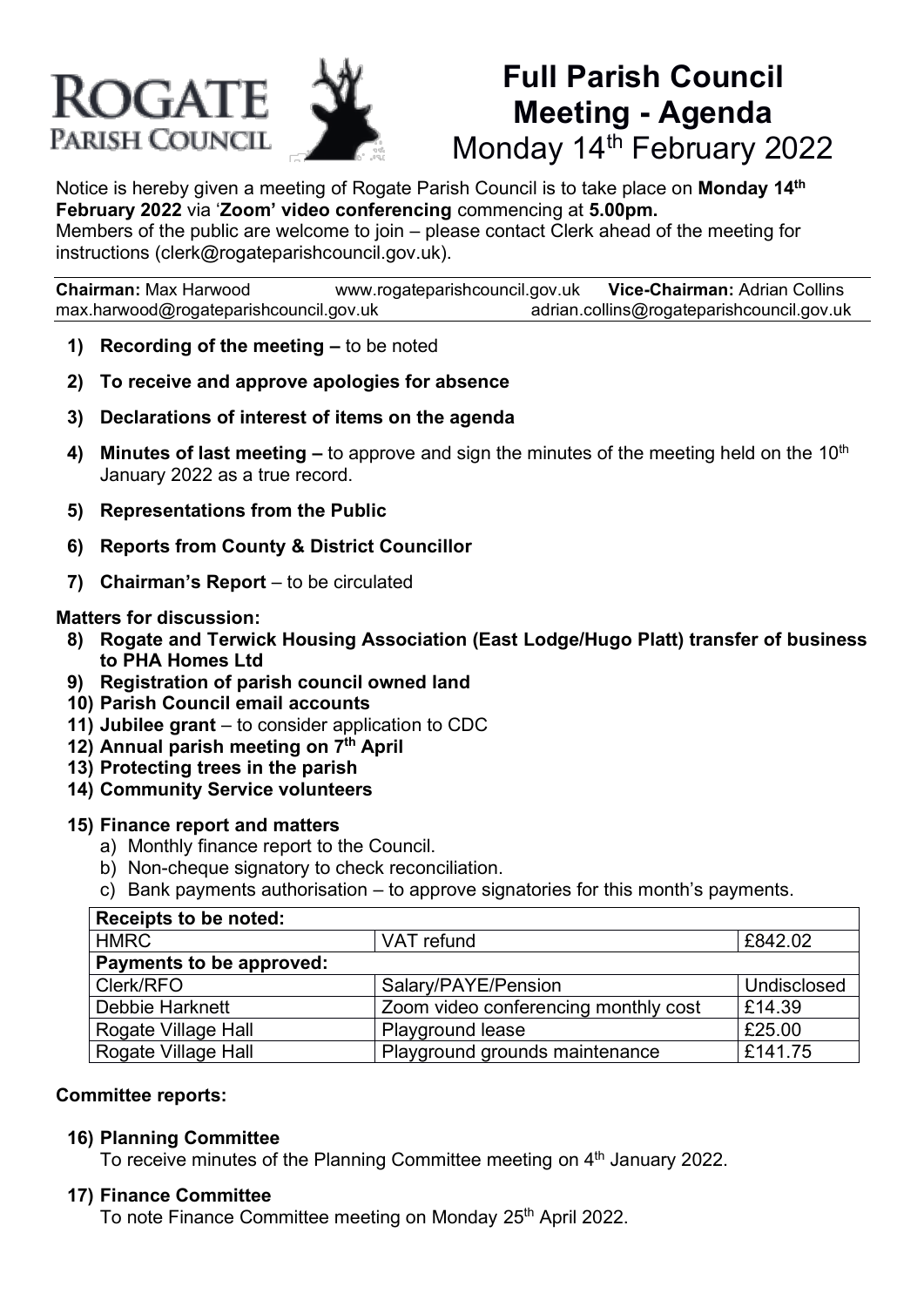ROGATE
PARISH COUNCIL

# Full Parish Council Meeting - Agenda
Monday 14th February 2022

Notice is hereby given a meeting of Rogate Parish Council is to take place on **Monday 14th February 2022** via '**Zoom' video conferencing** commencing at **5.00pm.**
Members of the public are welcome to join – please contact Clerk ahead of the meeting for instructions (clerk@rogateparishcouncil.gov.uk).

**Chairman:** Max Harwood max.harwood@rogateparishcouncil.gov.uk | www.rogateparishcouncil.gov.uk | **Vice-Chairman:** Adrian Collins adrian.collins@rogateparishcouncil.gov.uk

1) **Recording of the meeting –** to be noted
2) **To receive and approve apologies for absence**
3) **Declarations of interest of items on the agenda**
4) **Minutes of last meeting –** to approve and sign the minutes of the meeting held on the 10th January 2022 as a true record.
5) **Representations from the Public**
6) **Reports from County & District Councillor**
7) **Chairman's Report** – to be circulated

**Matters for discussion:**

8) **Rogate and Terwick Housing Association (East Lodge/Hugo Platt) transfer of business to PHA Homes Ltd**
9) **Registration of parish council owned land**
10) **Parish Council email accounts**
11) **Jubilee grant** – to consider application to CDC
12) **Annual parish meeting on 7th April**
13) **Protecting trees in the parish**
14) **Community Service volunteers**

15) **Finance report and matters**
    a) Monthly finance report to the Council.
    b) Non-cheque signatory to check reconciliation.
    c) Bank payments authorisation – to approve signatories for this month's payments.

| **Receipts to be noted:** | | |
|---|---|---|
| HMRC | VAT refund | £842.02 |
| **Payments to be approved:** | | |
| Clerk/RFO | Salary/PAYE/Pension | Undisclosed |
| Debbie Harknett | Zoom video conferencing monthly cost | £14.39 |
| Rogate Village Hall | Playground lease | £25.00 |
| Rogate Village Hall | Playground grounds maintenance | £141.75 |

**Committee reports:**

16) **Planning Committee**
    To receive minutes of the Planning Committee meeting on 4th January 2022.

17) **Finance Committee**
    To note Finance Committee meeting on Monday 25th April 2022.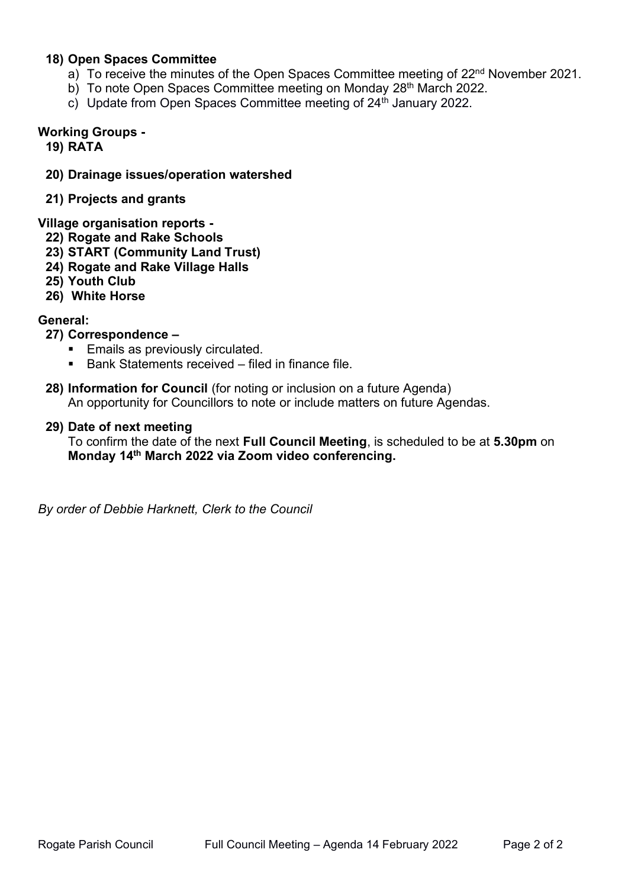**18) Open Spaces Committee**

a) To receive the minutes of the Open Spaces Committee meeting of 22nd November 2021.
b) To note Open Spaces Committee meeting on Monday 28th March 2022.
c) Update from Open Spaces Committee meeting of 24th January 2022.

**Working Groups -**

**19) RATA**

**20) Drainage issues/operation watershed**

**21) Projects and grants**

**Village organisation reports -**

**22) Rogate and Rake Schools**
**23) START (Community Land Trust)**
**24) Rogate and Rake Village Halls**
**25) Youth Club**
**26) White Horse**

**General:**

**27) Correspondence –**

- Emails as previously circulated.
- Bank Statements received – filed in finance file.

**28) Information for Council** (for noting or inclusion on a future Agenda)
An opportunity for Councillors to note or include matters on future Agendas.

**29) Date of next meeting**
To confirm the date of the next **Full Council Meeting**, is scheduled to be at **5.30pm** on **Monday 14th March 2022 via Zoom video conferencing.**

*By order of Debbie Harknett, Clerk to the Council*